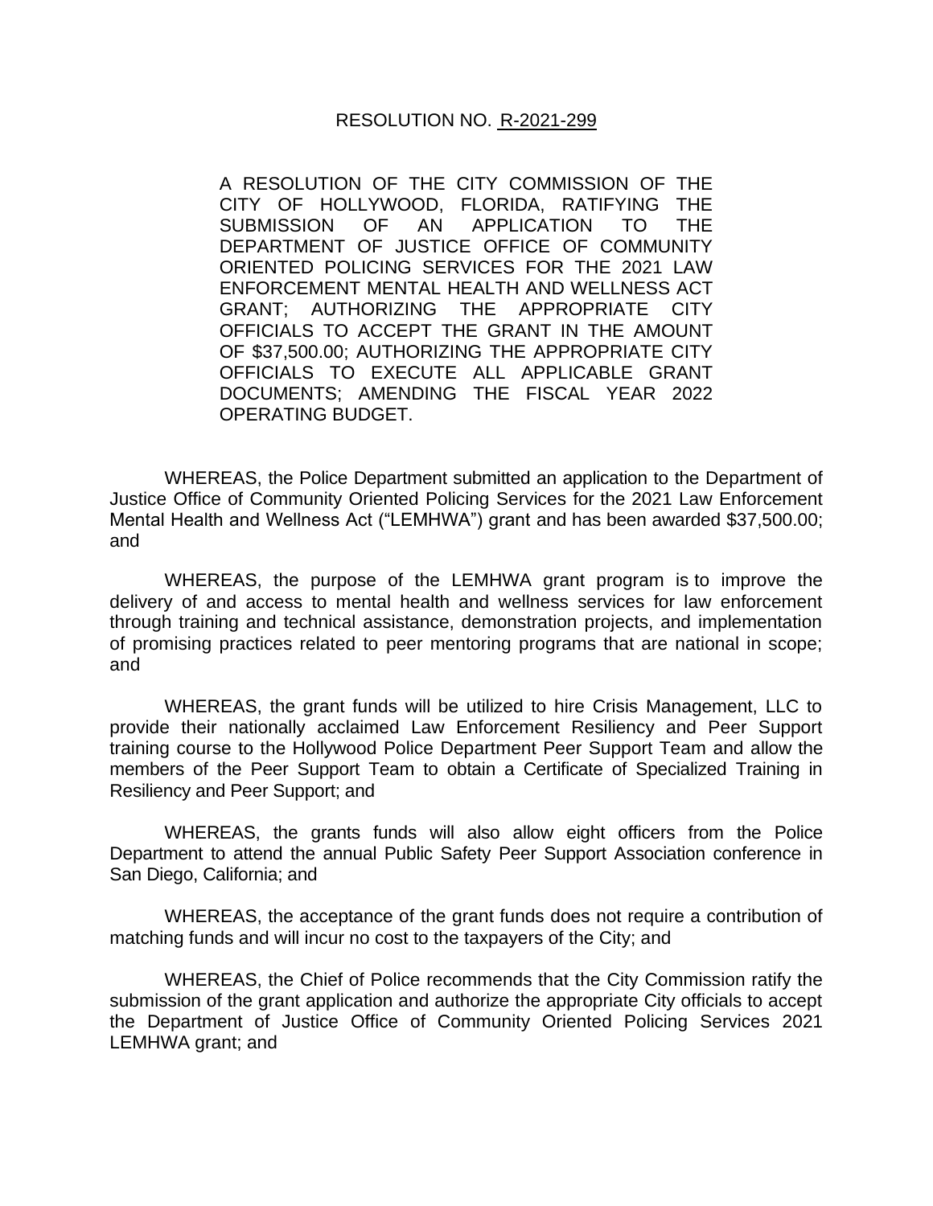RESOLUTION NO. R-2021-299

A RESOLUTION OF THE CITY COMMISSION OF THE CITY OF HOLLYWOOD, FLORIDA, RATIFYING THE SUBMISSION OF AN APPLICATION TO THE DEPARTMENT OF JUSTICE OFFICE OF COMMUNITY ORIENTED POLICING SERVICES FOR THE 2021 LAW ENFORCEMENT MENTAL HEALTH AND WELLNESS ACT GRANT; AUTHORIZING THE APPROPRIATE CITY OFFICIALS TO ACCEPT THE GRANT IN THE AMOUNT OF $37,500.00; AUTHORIZING THE APPROPRIATE CITY OFFICIALS TO EXECUTE ALL APPLICABLE GRANT DOCUMENTS; AMENDING THE FISCAL YEAR 2022 OPERATING BUDGET.

WHEREAS, the Police Department submitted an application to the Department of Justice Office of Community Oriented Policing Services for the 2021 Law Enforcement Mental Health and Wellness Act ("LEMHWA") grant and has been awarded $37,500.00; and

WHEREAS, the purpose of the LEMHWA grant program is to improve the delivery of and access to mental health and wellness services for law enforcement through training and technical assistance, demonstration projects, and implementation of promising practices related to peer mentoring programs that are national in scope; and

WHEREAS, the grant funds will be utilized to hire Crisis Management, LLC to provide their nationally acclaimed Law Enforcement Resiliency and Peer Support training course to the Hollywood Police Department Peer Support Team and allow the members of the Peer Support Team to obtain a Certificate of Specialized Training in Resiliency and Peer Support; and

WHEREAS, the grants funds will also allow eight officers from the Police Department to attend the annual Public Safety Peer Support Association conference in San Diego, California; and

WHEREAS, the acceptance of the grant funds does not require a contribution of matching funds and will incur no cost to the taxpayers of the City; and

WHEREAS, the Chief of Police recommends that the City Commission ratify the submission of the grant application and authorize the appropriate City officials to accept the Department of Justice Office of Community Oriented Policing Services 2021 LEMHWA grant; and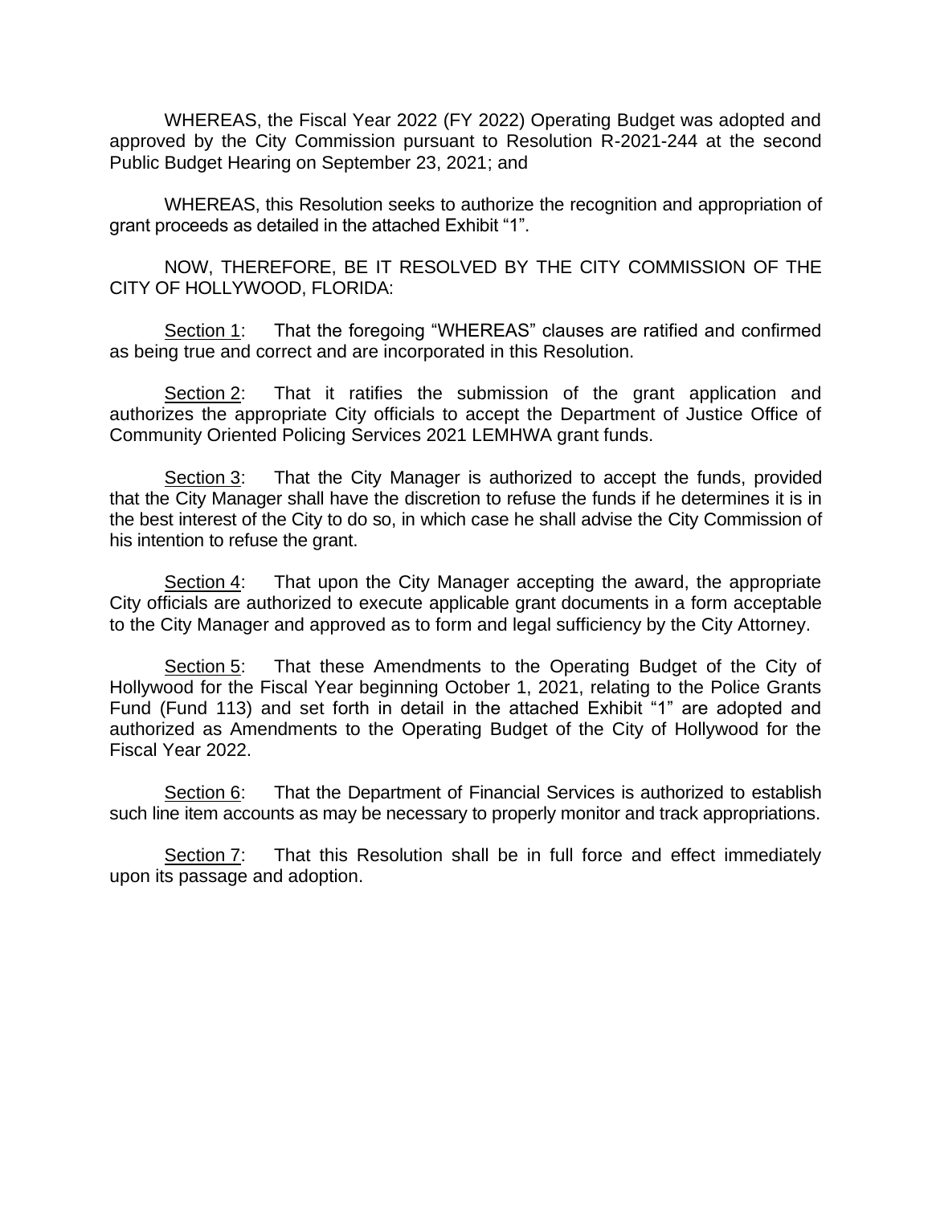WHEREAS, the Fiscal Year 2022 (FY 2022) Operating Budget was adopted and approved by the City Commission pursuant to Resolution R-2021-244 at the second Public Budget Hearing on September 23, 2021; and

WHEREAS, this Resolution seeks to authorize the recognition and appropriation of grant proceeds as detailed in the attached Exhibit "1".

NOW, THEREFORE, BE IT RESOLVED BY THE CITY COMMISSION OF THE CITY OF HOLLYWOOD, FLORIDA:

Section 1: That the foregoing "WHEREAS" clauses are ratified and confirmed as being true and correct and are incorporated in this Resolution.

Section 2: That it ratifies the submission of the grant application and authorizes the appropriate City officials to accept the Department of Justice Office of Community Oriented Policing Services 2021 LEMHWA grant funds.

Section 3: That the City Manager is authorized to accept the funds, provided that the City Manager shall have the discretion to refuse the funds if he determines it is in the best interest of the City to do so, in which case he shall advise the City Commission of his intention to refuse the grant.

Section 4: That upon the City Manager accepting the award, the appropriate City officials are authorized to execute applicable grant documents in a form acceptable to the City Manager and approved as to form and legal sufficiency by the City Attorney.

Section 5: That these Amendments to the Operating Budget of the City of Hollywood for the Fiscal Year beginning October 1, 2021, relating to the Police Grants Fund (Fund 113) and set forth in detail in the attached Exhibit "1" are adopted and authorized as Amendments to the Operating Budget of the City of Hollywood for the Fiscal Year 2022.

Section 6: That the Department of Financial Services is authorized to establish such line item accounts as may be necessary to properly monitor and track appropriations.

Section 7: That this Resolution shall be in full force and effect immediately upon its passage and adoption.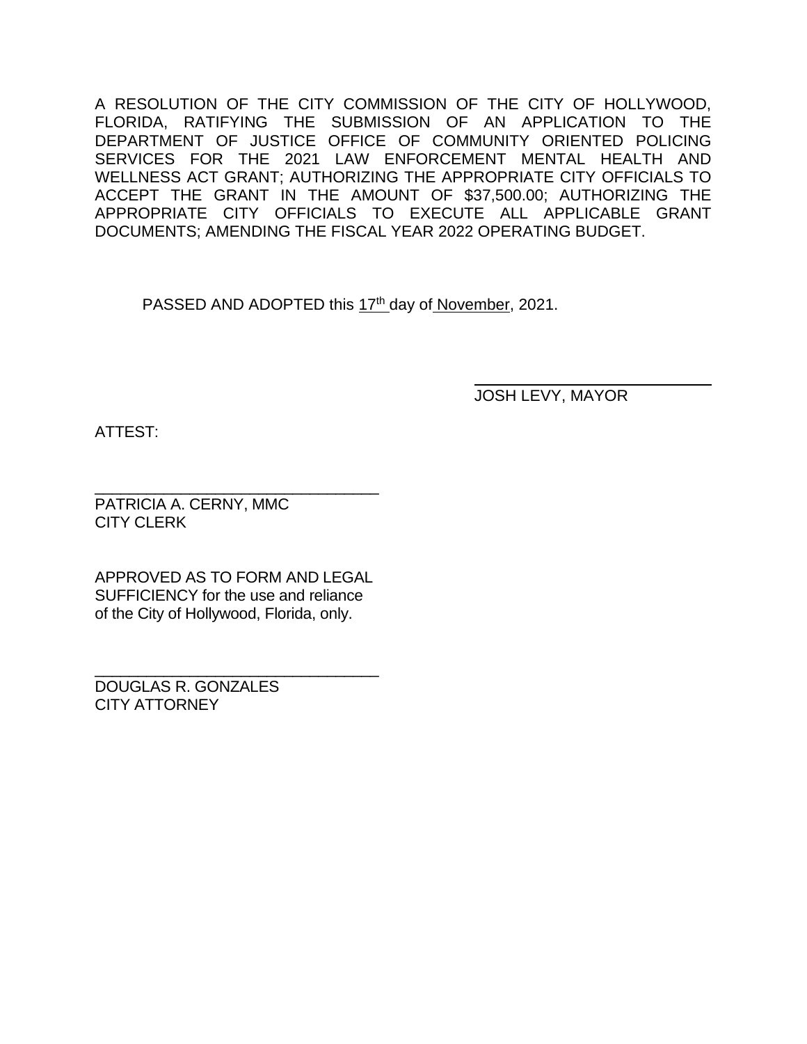A RESOLUTION OF THE CITY COMMISSION OF THE CITY OF HOLLYWOOD, FLORIDA, RATIFYING THE SUBMISSION OF AN APPLICATION TO THE DEPARTMENT OF JUSTICE OFFICE OF COMMUNITY ORIENTED POLICING SERVICES FOR THE 2021 LAW ENFORCEMENT MENTAL HEALTH AND WELLNESS ACT GRANT; AUTHORIZING THE APPROPRIATE CITY OFFICIALS TO ACCEPT THE GRANT IN THE AMOUNT OF $37,500.00; AUTHORIZING THE APPROPRIATE CITY OFFICIALS TO EXECUTE ALL APPLICABLE GRANT DOCUMENTS; AMENDING THE FISCAL YEAR 2022 OPERATING BUDGET.

PASSED AND ADOPTED this 17th day of November, 2021.

\_\_\_\_\_\_\_\_\_\_\_\_\_\_\_\_\_\_\_\_\_\_\_\_\_\_\_\_\_\_\_\_
JOSH LEVY, MAYOR

ATTEST:

\_\_\_\_\_\_\_\_\_\_\_\_\_\_\_\_\_\_\_\_\_\_\_\_\_\_\_\_\_\_\_\_
PATRICIA A. CERNY, MMC
CITY CLERK

APPROVED AS TO FORM AND LEGAL SUFFICIENCY for the use and reliance of the City of Hollywood, Florida, only.

\_\_\_\_\_\_\_\_\_\_\_\_\_\_\_\_\_\_\_\_\_\_\_\_\_\_\_\_\_\_\_\_
DOUGLAS R. GONZALES
CITY ATTORNEY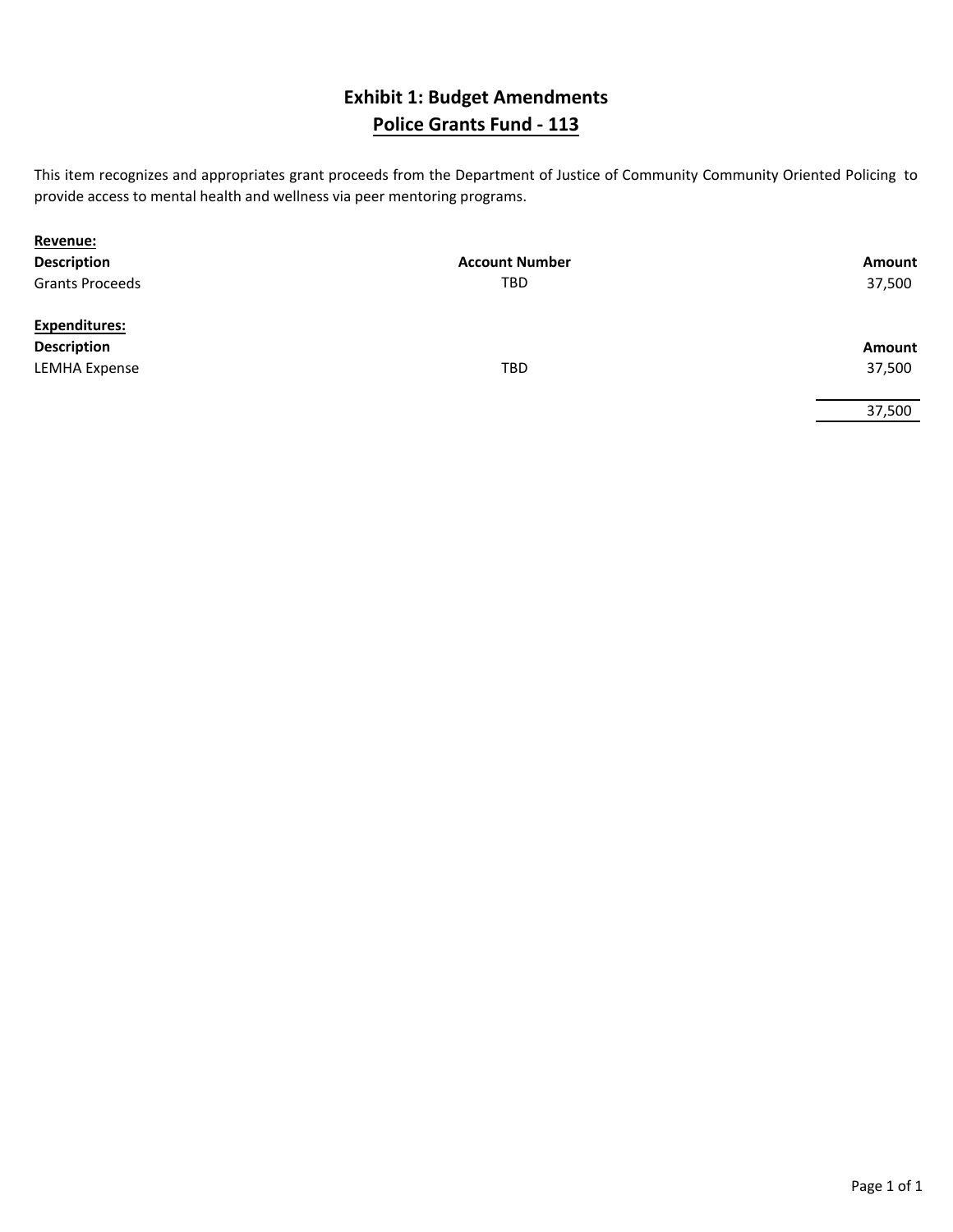# Exhibit 1: Budget Amendments

## Police Grants Fund - 113

This item recognizes and appropriates grant proceeds from the Department of Justice of Community Community Oriented Policing to provide access to mental health and wellness via peer mentoring programs.

**Revenue:**

| Description | Account Number | Amount |
|---|---|---|
| Grants Proceeds | TBD | 37,500 |

**Expenditures:**

| Description | | Amount |
|---|---|---|
| LEMHA Expense | TBD | 37,500 |
| | | 37,500 |